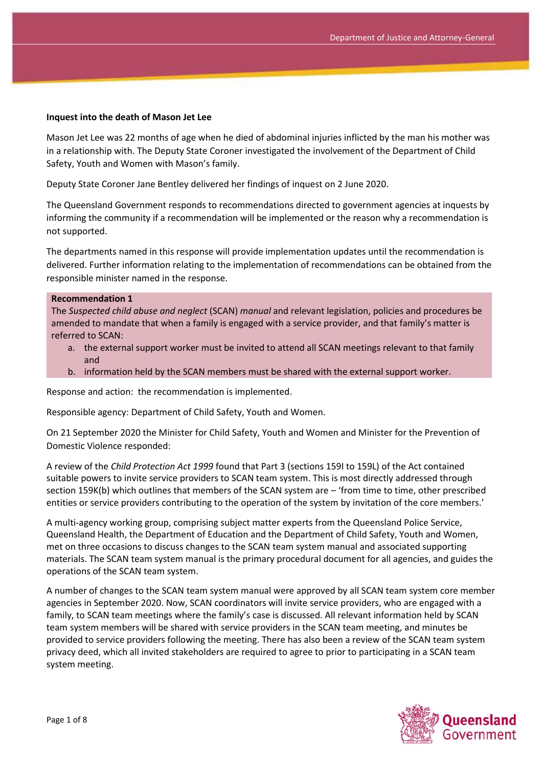**Inquest into the death of Mason Jet Lee**

Mason Jet Lee was 22 months of age when he died of abdominal injuries inflicted by the man his mother was in a relationship with. The Deputy State Coroner investigated the involvement of the Department of Child Safety, Youth and Women with Mason's family.

Deputy State Coroner Jane Bentley delivered her findings of inquest on 2 June 2020.

The Queensland Government responds to recommendations directed to government agencies at inquests by informing the community if a recommendation will be implemented or the reason why a recommendation is not supported.

The departments named in this response will provide implementation updates until the recommendation is delivered. Further information relating to the implementation of recommendations can be obtained from the responsible minister named in the response.

**Recommendation 1**

The *Suspected child abuse and neglect* (SCAN) *manual* and relevant legislation, policies and procedures be amended to mandate that when a family is engaged with a service provider, and that family's matter is referred to SCAN:

a. the external support worker must be invited to attend all SCAN meetings relevant to that family and
b. information held by the SCAN members must be shared with the external support worker.

Response and action: the recommendation is implemented.

Responsible agency: Department of Child Safety, Youth and Women.

On 21 September 2020 the Minister for Child Safety, Youth and Women and Minister for the Prevention of Domestic Violence responded:

A review of the *Child Protection Act 1999* found that Part 3 (sections 159I to 159L) of the Act contained suitable powers to invite service providers to SCAN team system. This is most directly addressed through section 159K(b) which outlines that members of the SCAN system are – 'from time to time, other prescribed entities or service providers contributing to the operation of the system by invitation of the core members.'

A multi-agency working group, comprising subject matter experts from the Queensland Police Service, Queensland Health, the Department of Education and the Department of Child Safety, Youth and Women, met on three occasions to discuss changes to the SCAN team system manual and associated supporting materials. The SCAN team system manual is the primary procedural document for all agencies, and guides the operations of the SCAN team system.

A number of changes to the SCAN team system manual were approved by all SCAN team system core member agencies in September 2020. Now, SCAN coordinators will invite service providers, who are engaged with a family, to SCAN team meetings where the family's case is discussed. All relevant information held by SCAN team system members will be shared with service providers in the SCAN team meeting, and minutes be provided to service providers following the meeting. There has also been a review of the SCAN team system privacy deed, which all invited stakeholders are required to agree to prior to participating in a SCAN team system meeting.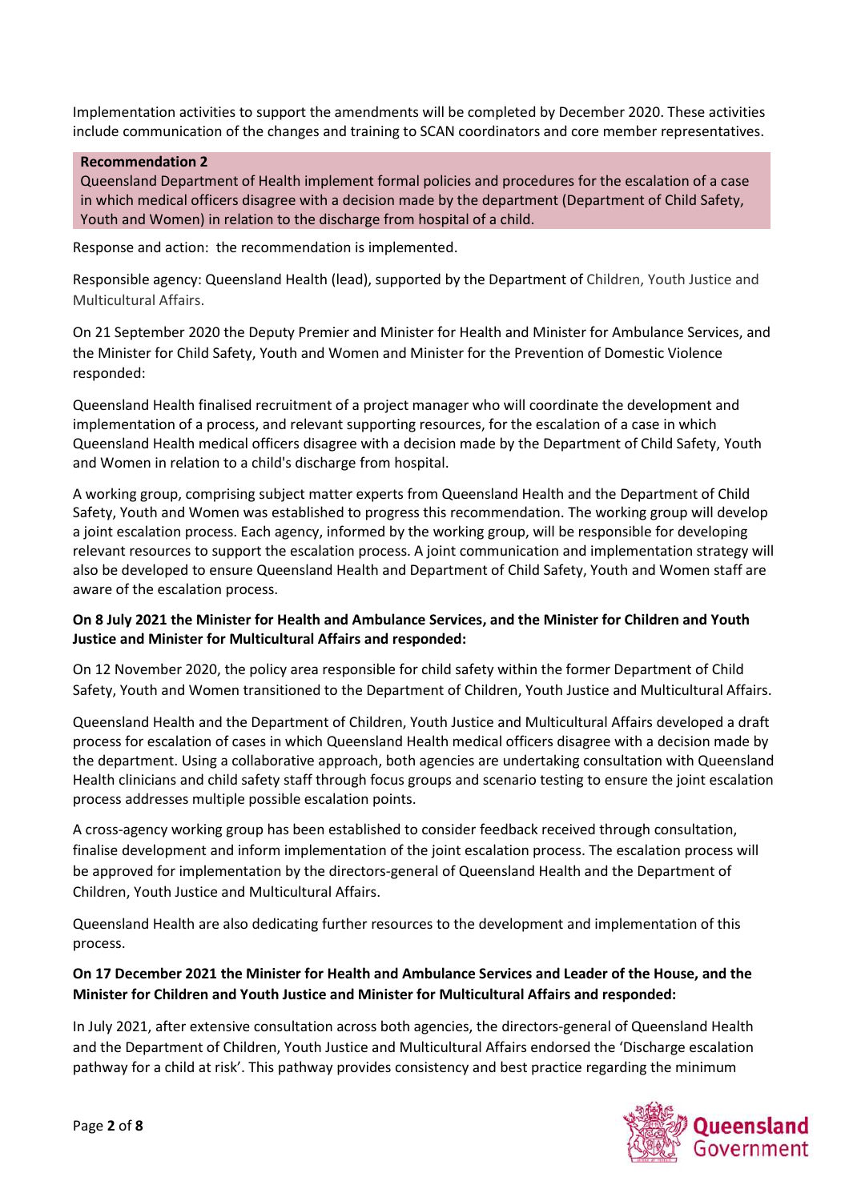Implementation activities to support the amendments will be completed by December 2020. These activities include communication of the changes and training to SCAN coordinators and core member representatives.

**Recommendation 2**

Queensland Department of Health implement formal policies and procedures for the escalation of a case in which medical officers disagree with a decision made by the department (Department of Child Safety, Youth and Women) in relation to the discharge from hospital of a child.

Response and action: the recommendation is implemented.

Responsible agency: Queensland Health (lead), supported by the Department of Children, Youth Justice and Multicultural Affairs.

On 21 September 2020 the Deputy Premier and Minister for Health and Minister for Ambulance Services, and the Minister for Child Safety, Youth and Women and Minister for the Prevention of Domestic Violence responded:

Queensland Health finalised recruitment of a project manager who will coordinate the development and implementation of a process, and relevant supporting resources, for the escalation of a case in which Queensland Health medical officers disagree with a decision made by the Department of Child Safety, Youth and Women in relation to a child's discharge from hospital.

A working group, comprising subject matter experts from Queensland Health and the Department of Child Safety, Youth and Women was established to progress this recommendation. The working group will develop a joint escalation process. Each agency, informed by the working group, will be responsible for developing relevant resources to support the escalation process. A joint communication and implementation strategy will also be developed to ensure Queensland Health and Department of Child Safety, Youth and Women staff are aware of the escalation process.

**On 8 July 2021 the Minister for Health and Ambulance Services, and the Minister for Children and Youth Justice and Minister for Multicultural Affairs and responded:**

On 12 November 2020, the policy area responsible for child safety within the former Department of Child Safety, Youth and Women transitioned to the Department of Children, Youth Justice and Multicultural Affairs.

Queensland Health and the Department of Children, Youth Justice and Multicultural Affairs developed a draft process for escalation of cases in which Queensland Health medical officers disagree with a decision made by the department. Using a collaborative approach, both agencies are undertaking consultation with Queensland Health clinicians and child safety staff through focus groups and scenario testing to ensure the joint escalation process addresses multiple possible escalation points.

A cross-agency working group has been established to consider feedback received through consultation, finalise development and inform implementation of the joint escalation process. The escalation process will be approved for implementation by the directors-general of Queensland Health and the Department of Children, Youth Justice and Multicultural Affairs.

Queensland Health are also dedicating further resources to the development and implementation of this process.

**On 17 December 2021 the Minister for Health and Ambulance Services and Leader of the House, and the Minister for Children and Youth Justice and Minister for Multicultural Affairs and responded:**

In July 2021, after extensive consultation across both agencies, the directors-general of Queensland Health and the Department of Children, Youth Justice and Multicultural Affairs endorsed the 'Discharge escalation pathway for a child at risk'. This pathway provides consistency and best practice regarding the minimum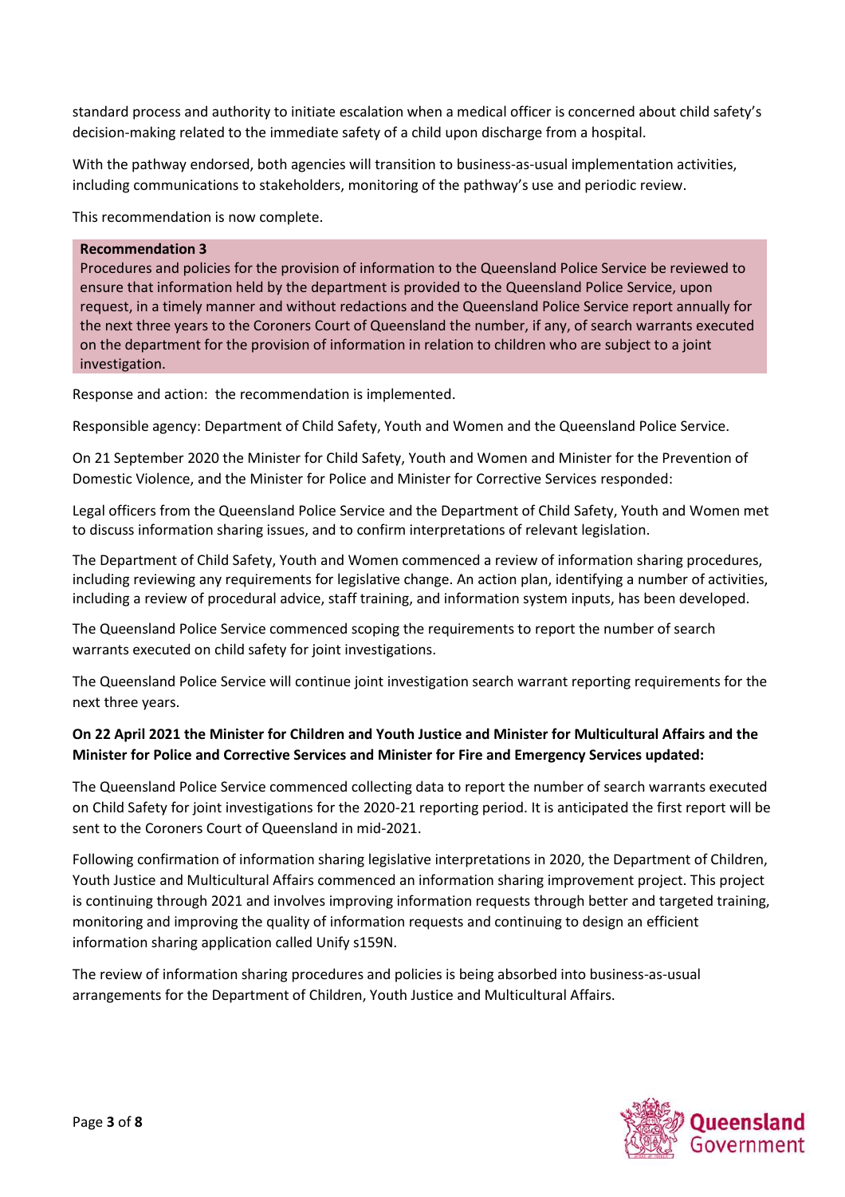standard process and authority to initiate escalation when a medical officer is concerned about child safety's decision-making related to the immediate safety of a child upon discharge from a hospital.

With the pathway endorsed, both agencies will transition to business-as-usual implementation activities, including communications to stakeholders, monitoring of the pathway's use and periodic review.

This recommendation is now complete.

**Recommendation 3**
Procedures and policies for the provision of information to the Queensland Police Service be reviewed to ensure that information held by the department is provided to the Queensland Police Service, upon request, in a timely manner and without redactions and the Queensland Police Service report annually for the next three years to the Coroners Court of Queensland the number, if any, of search warrants executed on the department for the provision of information in relation to children who are subject to a joint investigation.

Response and action: the recommendation is implemented.

Responsible agency: Department of Child Safety, Youth and Women and the Queensland Police Service.

On 21 September 2020 the Minister for Child Safety, Youth and Women and Minister for the Prevention of Domestic Violence, and the Minister for Police and Minister for Corrective Services responded:

Legal officers from the Queensland Police Service and the Department of Child Safety, Youth and Women met to discuss information sharing issues, and to confirm interpretations of relevant legislation.

The Department of Child Safety, Youth and Women commenced a review of information sharing procedures, including reviewing any requirements for legislative change. An action plan, identifying a number of activities, including a review of procedural advice, staff training, and information system inputs, has been developed.

The Queensland Police Service commenced scoping the requirements to report the number of search warrants executed on child safety for joint investigations.

The Queensland Police Service will continue joint investigation search warrant reporting requirements for the next three years.

**On 22 April 2021 the Minister for Children and Youth Justice and Minister for Multicultural Affairs and the Minister for Police and Corrective Services and Minister for Fire and Emergency Services updated:**

The Queensland Police Service commenced collecting data to report the number of search warrants executed on Child Safety for joint investigations for the 2020-21 reporting period. It is anticipated the first report will be sent to the Coroners Court of Queensland in mid-2021.

Following confirmation of information sharing legislative interpretations in 2020, the Department of Children, Youth Justice and Multicultural Affairs commenced an information sharing improvement project. This project is continuing through 2021 and involves improving information requests through better and targeted training, monitoring and improving the quality of information requests and continuing to design an efficient information sharing application called Unify s159N.

The review of information sharing procedures and policies is being absorbed into business-as-usual arrangements for the Department of Children, Youth Justice and Multicultural Affairs.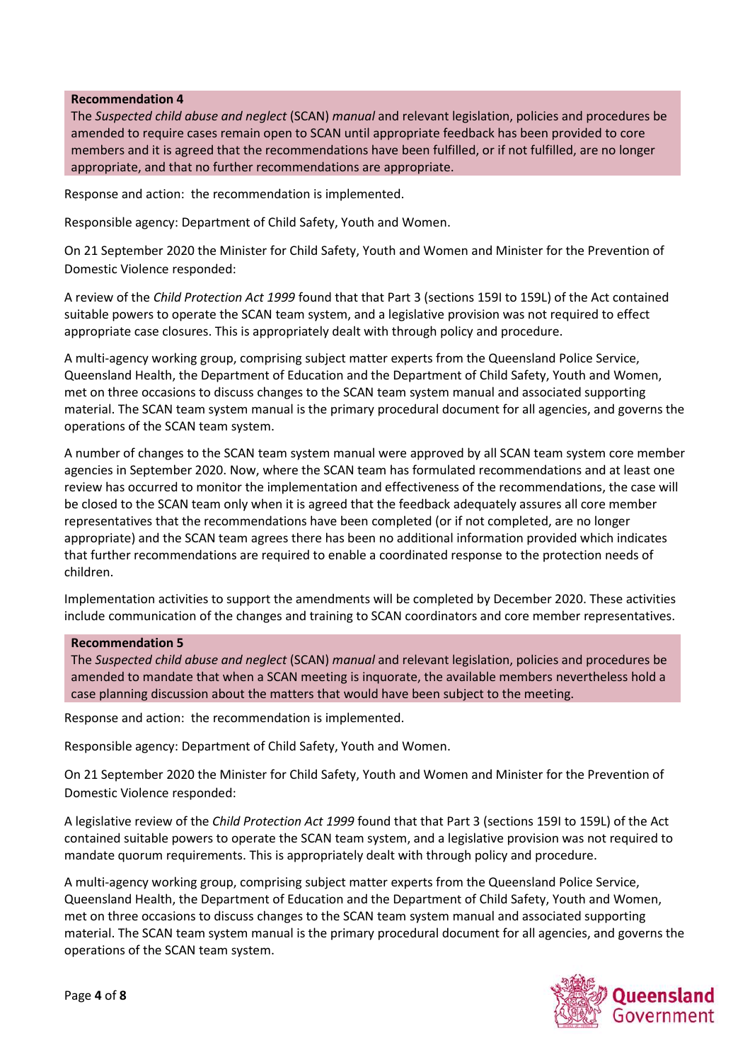**Recommendation 4**

The *Suspected child abuse and neglect* (SCAN) *manual* and relevant legislation, policies and procedures be amended to require cases remain open to SCAN until appropriate feedback has been provided to core members and it is agreed that the recommendations have been fulfilled, or if not fulfilled, are no longer appropriate, and that no further recommendations are appropriate.

Response and action: the recommendation is implemented.

Responsible agency: Department of Child Safety, Youth and Women.

On 21 September 2020 the Minister for Child Safety, Youth and Women and Minister for the Prevention of Domestic Violence responded:

A review of the *Child Protection Act 1999* found that that Part 3 (sections 159I to 159L) of the Act contained suitable powers to operate the SCAN team system, and a legislative provision was not required to effect appropriate case closures. This is appropriately dealt with through policy and procedure.

A multi-agency working group, comprising subject matter experts from the Queensland Police Service, Queensland Health, the Department of Education and the Department of Child Safety, Youth and Women, met on three occasions to discuss changes to the SCAN team system manual and associated supporting material. The SCAN team system manual is the primary procedural document for all agencies, and governs the operations of the SCAN team system.

A number of changes to the SCAN team system manual were approved by all SCAN team system core member agencies in September 2020. Now, where the SCAN team has formulated recommendations and at least one review has occurred to monitor the implementation and effectiveness of the recommendations, the case will be closed to the SCAN team only when it is agreed that the feedback adequately assures all core member representatives that the recommendations have been completed (or if not completed, are no longer appropriate) and the SCAN team agrees there has been no additional information provided which indicates that further recommendations are required to enable a coordinated response to the protection needs of children.

Implementation activities to support the amendments will be completed by December 2020. These activities include communication of the changes and training to SCAN coordinators and core member representatives.

**Recommendation 5**

The *Suspected child abuse and neglect* (SCAN) *manual* and relevant legislation, policies and procedures be amended to mandate that when a SCAN meeting is inquorate, the available members nevertheless hold a case planning discussion about the matters that would have been subject to the meeting.

Response and action: the recommendation is implemented.

Responsible agency: Department of Child Safety, Youth and Women.

On 21 September 2020 the Minister for Child Safety, Youth and Women and Minister for the Prevention of Domestic Violence responded:

A legislative review of the *Child Protection Act 1999* found that that Part 3 (sections 159I to 159L) of the Act contained suitable powers to operate the SCAN team system, and a legislative provision was not required to mandate quorum requirements. This is appropriately dealt with through policy and procedure.

A multi-agency working group, comprising subject matter experts from the Queensland Police Service, Queensland Health, the Department of Education and the Department of Child Safety, Youth and Women, met on three occasions to discuss changes to the SCAN team system manual and associated supporting material. The SCAN team system manual is the primary procedural document for all agencies, and governs the operations of the SCAN team system.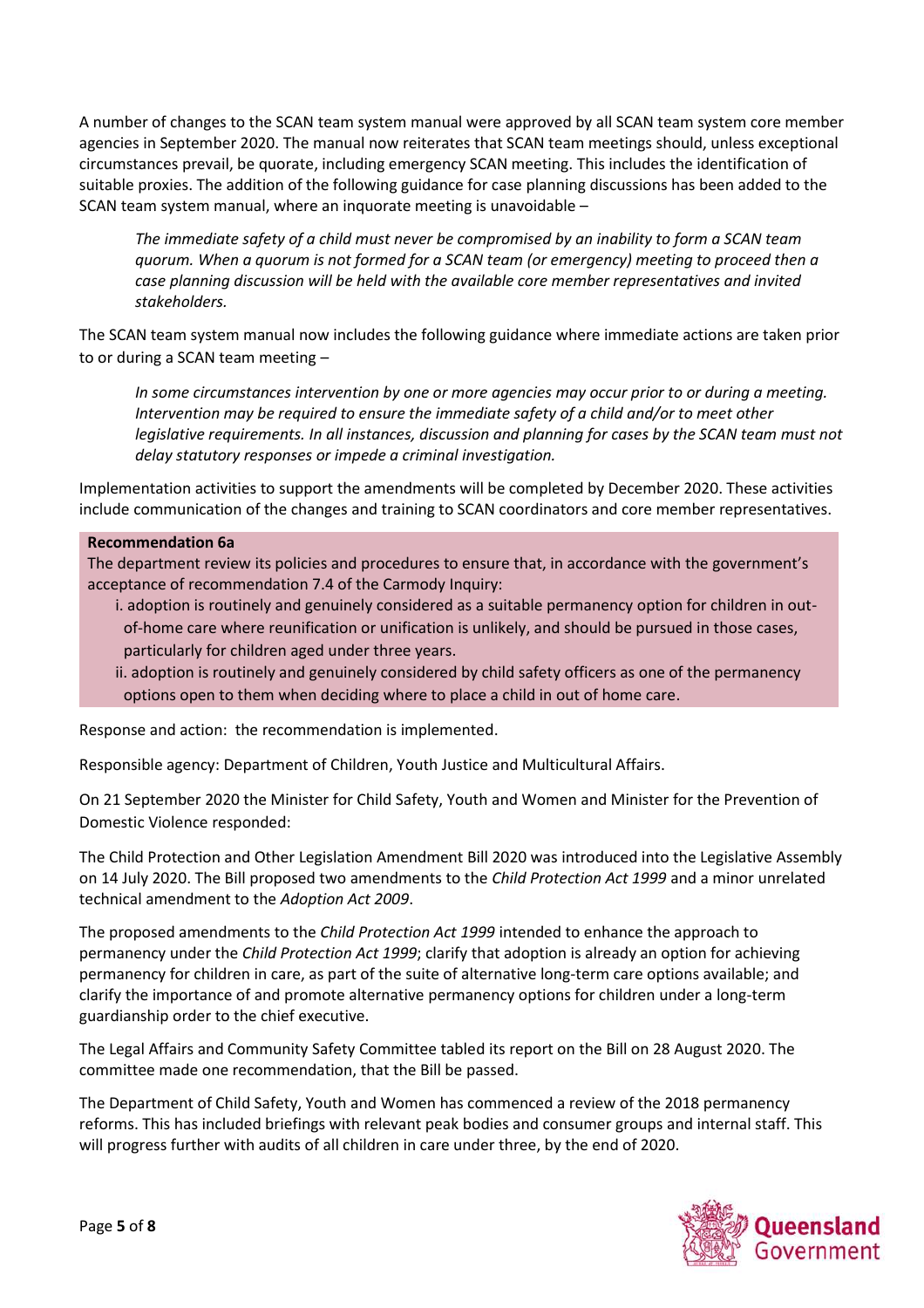A number of changes to the SCAN team system manual were approved by all SCAN team system core member agencies in September 2020. The manual now reiterates that SCAN team meetings should, unless exceptional circumstances prevail, be quorate, including emergency SCAN meeting. This includes the identification of suitable proxies. The addition of the following guidance for case planning discussions has been added to the SCAN team system manual, where an inquorate meeting is unavoidable –

> *The immediate safety of a child must never be compromised by an inability to form a SCAN team quorum. When a quorum is not formed for a SCAN team (or emergency) meeting to proceed then a case planning discussion will be held with the available core member representatives and invited stakeholders.*

The SCAN team system manual now includes the following guidance where immediate actions are taken prior to or during a SCAN team meeting –

> *In some circumstances intervention by one or more agencies may occur prior to or during a meeting. Intervention may be required to ensure the immediate safety of a child and/or to meet other legislative requirements. In all instances, discussion and planning for cases by the SCAN team must not delay statutory responses or impede a criminal investigation.*

Implementation activities to support the amendments will be completed by December 2020. These activities include communication of the changes and training to SCAN coordinators and core member representatives.

**Recommendation 6a**

The department review its policies and procedures to ensure that, in accordance with the government's acceptance of recommendation 7.4 of the Carmody Inquiry:

i. adoption is routinely and genuinely considered as a suitable permanency option for children in out-of-home care where reunification or unification is unlikely, and should be pursued in those cases, particularly for children aged under three years.

ii. adoption is routinely and genuinely considered by child safety officers as one of the permanency options open to them when deciding where to place a child in out of home care.

Response and action: the recommendation is implemented.

Responsible agency: Department of Children, Youth Justice and Multicultural Affairs.

On 21 September 2020 the Minister for Child Safety, Youth and Women and Minister for the Prevention of Domestic Violence responded:

The Child Protection and Other Legislation Amendment Bill 2020 was introduced into the Legislative Assembly on 14 July 2020. The Bill proposed two amendments to the *Child Protection Act 1999* and a minor unrelated technical amendment to the *Adoption Act 2009*.

The proposed amendments to the *Child Protection Act 1999* intended to enhance the approach to permanency under the *Child Protection Act 1999*; clarify that adoption is already an option for achieving permanency for children in care, as part of the suite of alternative long-term care options available; and clarify the importance of and promote alternative permanency options for children under a long-term guardianship order to the chief executive.

The Legal Affairs and Community Safety Committee tabled its report on the Bill on 28 August 2020. The committee made one recommendation, that the Bill be passed.

The Department of Child Safety, Youth and Women has commenced a review of the 2018 permanency reforms. This has included briefings with relevant peak bodies and consumer groups and internal staff. This will progress further with audits of all children in care under three, by the end of 2020.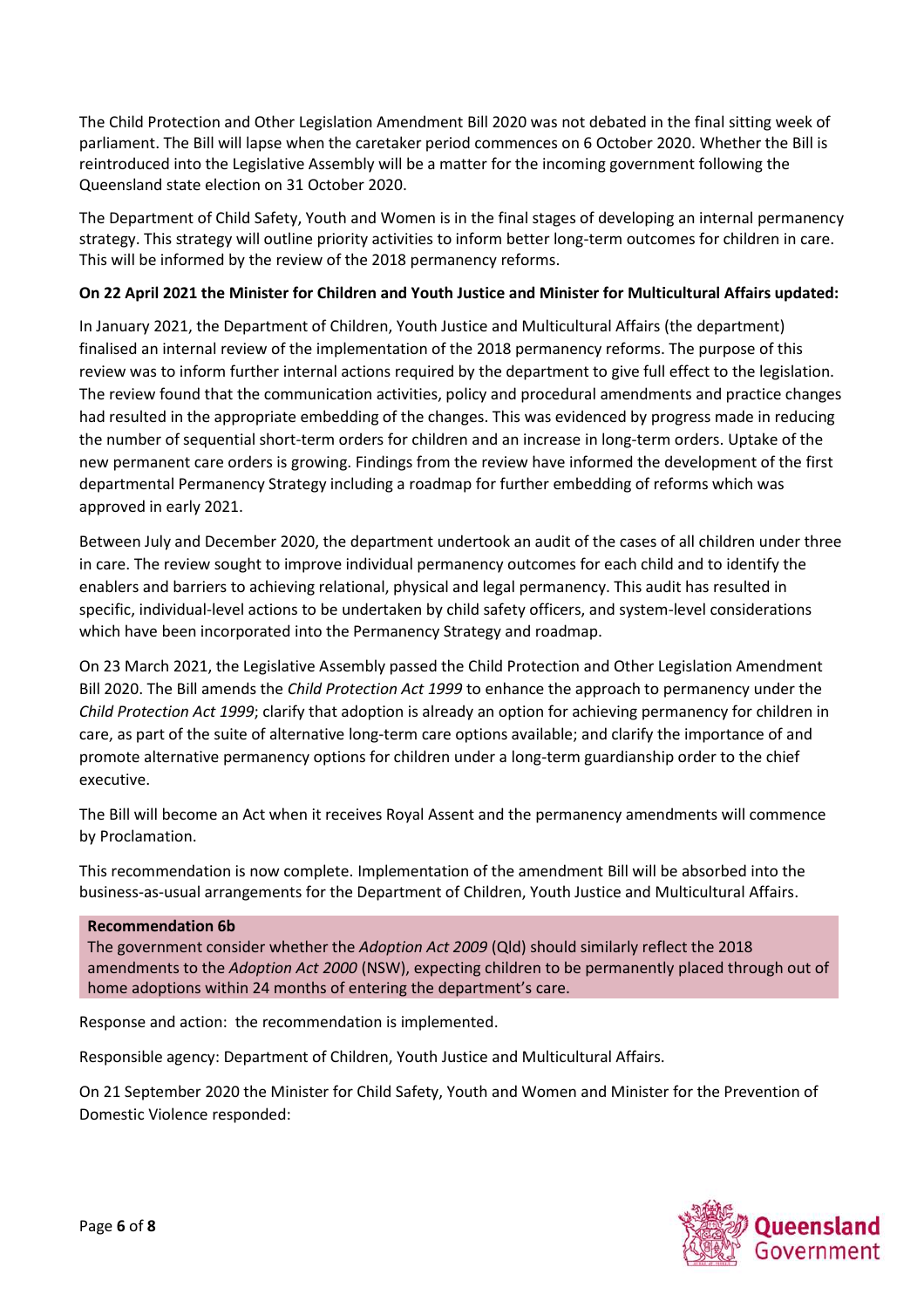The Child Protection and Other Legislation Amendment Bill 2020 was not debated in the final sitting week of parliament. The Bill will lapse when the caretaker period commences on 6 October 2020. Whether the Bill is reintroduced into the Legislative Assembly will be a matter for the incoming government following the Queensland state election on 31 October 2020.

The Department of Child Safety, Youth and Women is in the final stages of developing an internal permanency strategy. This strategy will outline priority activities to inform better long-term outcomes for children in care. This will be informed by the review of the 2018 permanency reforms.

**On 22 April 2021 the Minister for Children and Youth Justice and Minister for Multicultural Affairs updated:**

In January 2021, the Department of Children, Youth Justice and Multicultural Affairs (the department) finalised an internal review of the implementation of the 2018 permanency reforms. The purpose of this review was to inform further internal actions required by the department to give full effect to the legislation. The review found that the communication activities, policy and procedural amendments and practice changes had resulted in the appropriate embedding of the changes. This was evidenced by progress made in reducing the number of sequential short-term orders for children and an increase in long-term orders. Uptake of the new permanent care orders is growing. Findings from the review have informed the development of the first departmental Permanency Strategy including a roadmap for further embedding of reforms which was approved in early 2021.

Between July and December 2020, the department undertook an audit of the cases of all children under three in care. The review sought to improve individual permanency outcomes for each child and to identify the enablers and barriers to achieving relational, physical and legal permanency. This audit has resulted in specific, individual-level actions to be undertaken by child safety officers, and system-level considerations which have been incorporated into the Permanency Strategy and roadmap.

On 23 March 2021, the Legislative Assembly passed the Child Protection and Other Legislation Amendment Bill 2020. The Bill amends the *Child Protection Act 1999* to enhance the approach to permanency under the *Child Protection Act 1999*; clarify that adoption is already an option for achieving permanency for children in care, as part of the suite of alternative long-term care options available; and clarify the importance of and promote alternative permanency options for children under a long-term guardianship order to the chief executive.

The Bill will become an Act when it receives Royal Assent and the permanency amendments will commence by Proclamation.

This recommendation is now complete. Implementation of the amendment Bill will be absorbed into the business-as-usual arrangements for the Department of Children, Youth Justice and Multicultural Affairs.

**Recommendation 6b**

The government consider whether the *Adoption Act 2009* (Qld) should similarly reflect the 2018 amendments to the *Adoption Act 2000* (NSW), expecting children to be permanently placed through out of home adoptions within 24 months of entering the department's care.

Response and action: the recommendation is implemented.

Responsible agency: Department of Children, Youth Justice and Multicultural Affairs.

On 21 September 2020 the Minister for Child Safety, Youth and Women and Minister for the Prevention of Domestic Violence responded: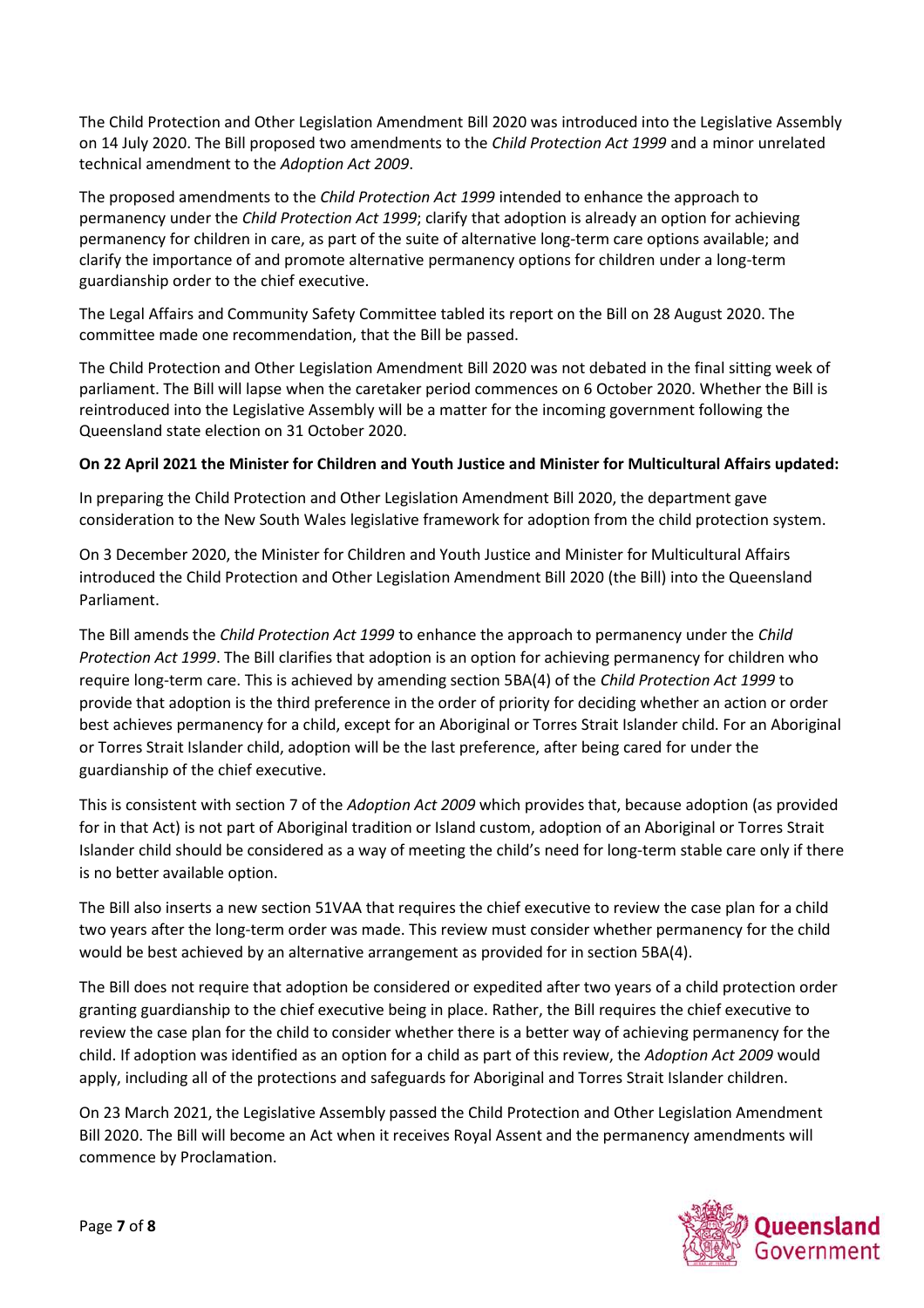The Child Protection and Other Legislation Amendment Bill 2020 was introduced into the Legislative Assembly on 14 July 2020. The Bill proposed two amendments to the *Child Protection Act 1999* and a minor unrelated technical amendment to the *Adoption Act 2009*.

The proposed amendments to the *Child Protection Act 1999* intended to enhance the approach to permanency under the *Child Protection Act 1999*; clarify that adoption is already an option for achieving permanency for children in care, as part of the suite of alternative long-term care options available; and clarify the importance of and promote alternative permanency options for children under a long-term guardianship order to the chief executive.

The Legal Affairs and Community Safety Committee tabled its report on the Bill on 28 August 2020. The committee made one recommendation, that the Bill be passed.

The Child Protection and Other Legislation Amendment Bill 2020 was not debated in the final sitting week of parliament. The Bill will lapse when the caretaker period commences on 6 October 2020. Whether the Bill is reintroduced into the Legislative Assembly will be a matter for the incoming government following the Queensland state election on 31 October 2020.

**On 22 April 2021 the Minister for Children and Youth Justice and Minister for Multicultural Affairs updated:**

In preparing the Child Protection and Other Legislation Amendment Bill 2020, the department gave consideration to the New South Wales legislative framework for adoption from the child protection system.

On 3 December 2020, the Minister for Children and Youth Justice and Minister for Multicultural Affairs introduced the Child Protection and Other Legislation Amendment Bill 2020 (the Bill) into the Queensland Parliament.

The Bill amends the *Child Protection Act 1999* to enhance the approach to permanency under the *Child Protection Act 1999*. The Bill clarifies that adoption is an option for achieving permanency for children who require long-term care. This is achieved by amending section 5BA(4) of the *Child Protection Act 1999* to provide that adoption is the third preference in the order of priority for deciding whether an action or order best achieves permanency for a child, except for an Aboriginal or Torres Strait Islander child. For an Aboriginal or Torres Strait Islander child, adoption will be the last preference, after being cared for under the guardianship of the chief executive.

This is consistent with section 7 of the *Adoption Act 2009* which provides that, because adoption (as provided for in that Act) is not part of Aboriginal tradition or Island custom, adoption of an Aboriginal or Torres Strait Islander child should be considered as a way of meeting the child's need for long-term stable care only if there is no better available option.

The Bill also inserts a new section 51VAA that requires the chief executive to review the case plan for a child two years after the long-term order was made. This review must consider whether permanency for the child would be best achieved by an alternative arrangement as provided for in section 5BA(4).

The Bill does not require that adoption be considered or expedited after two years of a child protection order granting guardianship to the chief executive being in place. Rather, the Bill requires the chief executive to review the case plan for the child to consider whether there is a better way of achieving permanency for the child. If adoption was identified as an option for a child as part of this review, the *Adoption Act 2009* would apply, including all of the protections and safeguards for Aboriginal and Torres Strait Islander children.

On 23 March 2021, the Legislative Assembly passed the Child Protection and Other Legislation Amendment Bill 2020. The Bill will become an Act when it receives Royal Assent and the permanency amendments will commence by Proclamation.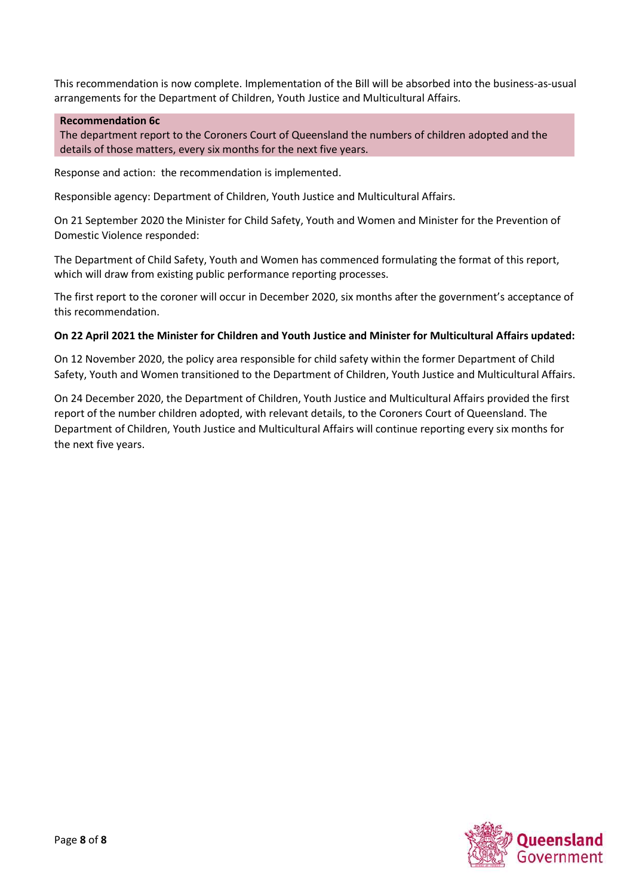This recommendation is now complete. Implementation of the Bill will be absorbed into the business-as-usual arrangements for the Department of Children, Youth Justice and Multicultural Affairs.

**Recommendation 6c**
The department report to the Coroners Court of Queensland the numbers of children adopted and the details of those matters, every six months for the next five years.

Response and action: the recommendation is implemented.

Responsible agency: Department of Children, Youth Justice and Multicultural Affairs.

On 21 September 2020 the Minister for Child Safety, Youth and Women and Minister for the Prevention of Domestic Violence responded:

The Department of Child Safety, Youth and Women has commenced formulating the format of this report, which will draw from existing public performance reporting processes.

The first report to the coroner will occur in December 2020, six months after the government's acceptance of this recommendation.

**On 22 April 2021 the Minister for Children and Youth Justice and Minister for Multicultural Affairs updated:**

On 12 November 2020, the policy area responsible for child safety within the former Department of Child Safety, Youth and Women transitioned to the Department of Children, Youth Justice and Multicultural Affairs.

On 24 December 2020, the Department of Children, Youth Justice and Multicultural Affairs provided the first report of the number children adopted, with relevant details, to the Coroners Court of Queensland. The Department of Children, Youth Justice and Multicultural Affairs will continue reporting every six months for the next five years.